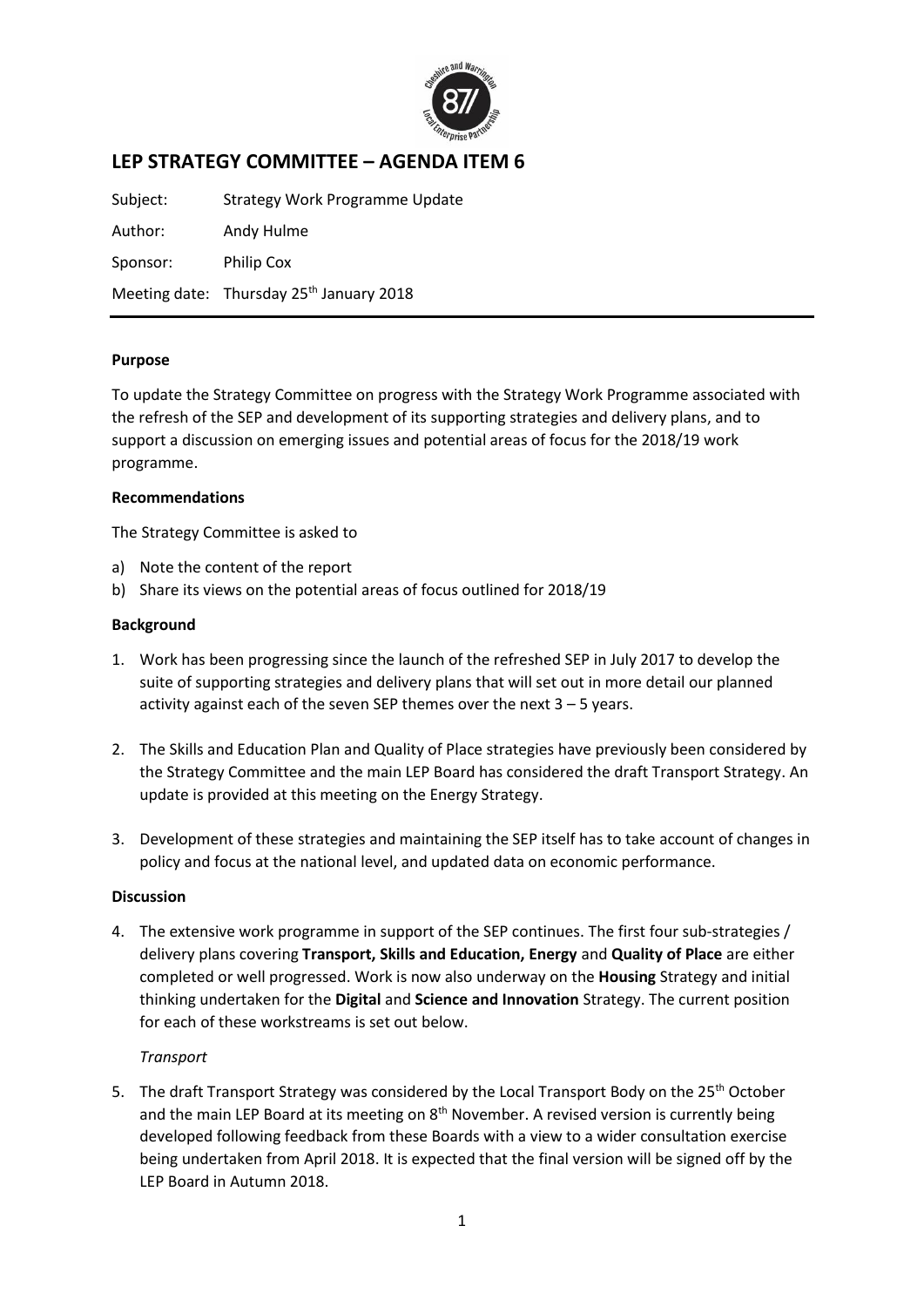# LEP STRATEGY COMMITTEE – AGENDA ITEM 6

Subject: Strategy Work Programme Update

Author: Andy Hulme

Sponsor: Philip Cox

Meeting date: Thursday 25th January 2018

**Purpose**

To update the Strategy Committee on progress with the Strategy Work Programme associated with the refresh of the SEP and development of its supporting strategies and delivery plans, and to support a discussion on emerging issues and potential areas of focus for the 2018/19 work programme.

**Recommendations**

The Strategy Committee is asked to

a) Note the content of the report
b) Share its views on the potential areas of focus outlined for 2018/19

**Background**

1. Work has been progressing since the launch of the refreshed SEP in July 2017 to develop the suite of supporting strategies and delivery plans that will set out in more detail our planned activity against each of the seven SEP themes over the next 3 – 5 years.

2. The Skills and Education Plan and Quality of Place strategies have previously been considered by the Strategy Committee and the main LEP Board has considered the draft Transport Strategy. An update is provided at this meeting on the Energy Strategy.

3. Development of these strategies and maintaining the SEP itself has to take account of changes in policy and focus at the national level, and updated data on economic performance.

**Discussion**

4. The extensive work programme in support of the SEP continues. The first four sub-strategies / delivery plans covering **Transport, Skills and Education, Energy** and **Quality of Place** are either completed or well progressed. Work is now also underway on the **Housing** Strategy and initial thinking undertaken for the **Digital** and **Science and Innovation** Strategy. The current position for each of these workstreams is set out below.

*Transport*

5. The draft Transport Strategy was considered by the Local Transport Body on the 25th October and the main LEP Board at its meeting on 8th November. A revised version is currently being developed following feedback from these Boards with a view to a wider consultation exercise being undertaken from April 2018. It is expected that the final version will be signed off by the LEP Board in Autumn 2018.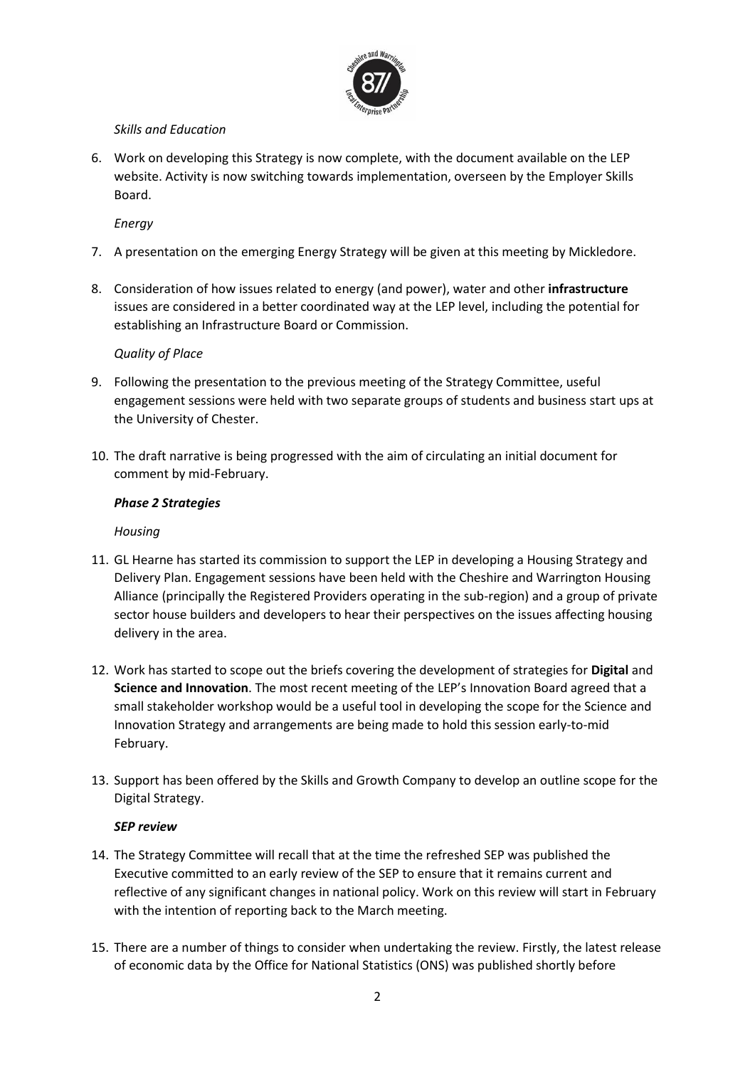*Skills and Education*

6. Work on developing this Strategy is now complete, with the document available on the LEP website. Activity is now switching towards implementation, overseen by the Employer Skills Board.

*Energy*

7. A presentation on the emerging Energy Strategy will be given at this meeting by Mickledore.

8. Consideration of how issues related to energy (and power), water and other **infrastructure** issues are considered in a better coordinated way at the LEP level, including the potential for establishing an Infrastructure Board or Commission.

*Quality of Place*

9. Following the presentation to the previous meeting of the Strategy Committee, useful engagement sessions were held with two separate groups of students and business start ups at the University of Chester.

10. The draft narrative is being progressed with the aim of circulating an initial document for comment by mid-February.

***Phase 2 Strategies***

*Housing*

11. GL Hearne has started its commission to support the LEP in developing a Housing Strategy and Delivery Plan. Engagement sessions have been held with the Cheshire and Warrington Housing Alliance (principally the Registered Providers operating in the sub-region) and a group of private sector house builders and developers to hear their perspectives on the issues affecting housing delivery in the area.

12. Work has started to scope out the briefs covering the development of strategies for **Digital** and **Science and Innovation**. The most recent meeting of the LEP's Innovation Board agreed that a small stakeholder workshop would be a useful tool in developing the scope for the Science and Innovation Strategy and arrangements are being made to hold this session early-to-mid February.

13. Support has been offered by the Skills and Growth Company to develop an outline scope for the Digital Strategy.

***SEP review***

14. The Strategy Committee will recall that at the time the refreshed SEP was published the Executive committed to an early review of the SEP to ensure that it remains current and reflective of any significant changes in national policy. Work on this review will start in February with the intention of reporting back to the March meeting.

15. There are a number of things to consider when undertaking the review. Firstly, the latest release of economic data by the Office for National Statistics (ONS) was published shortly before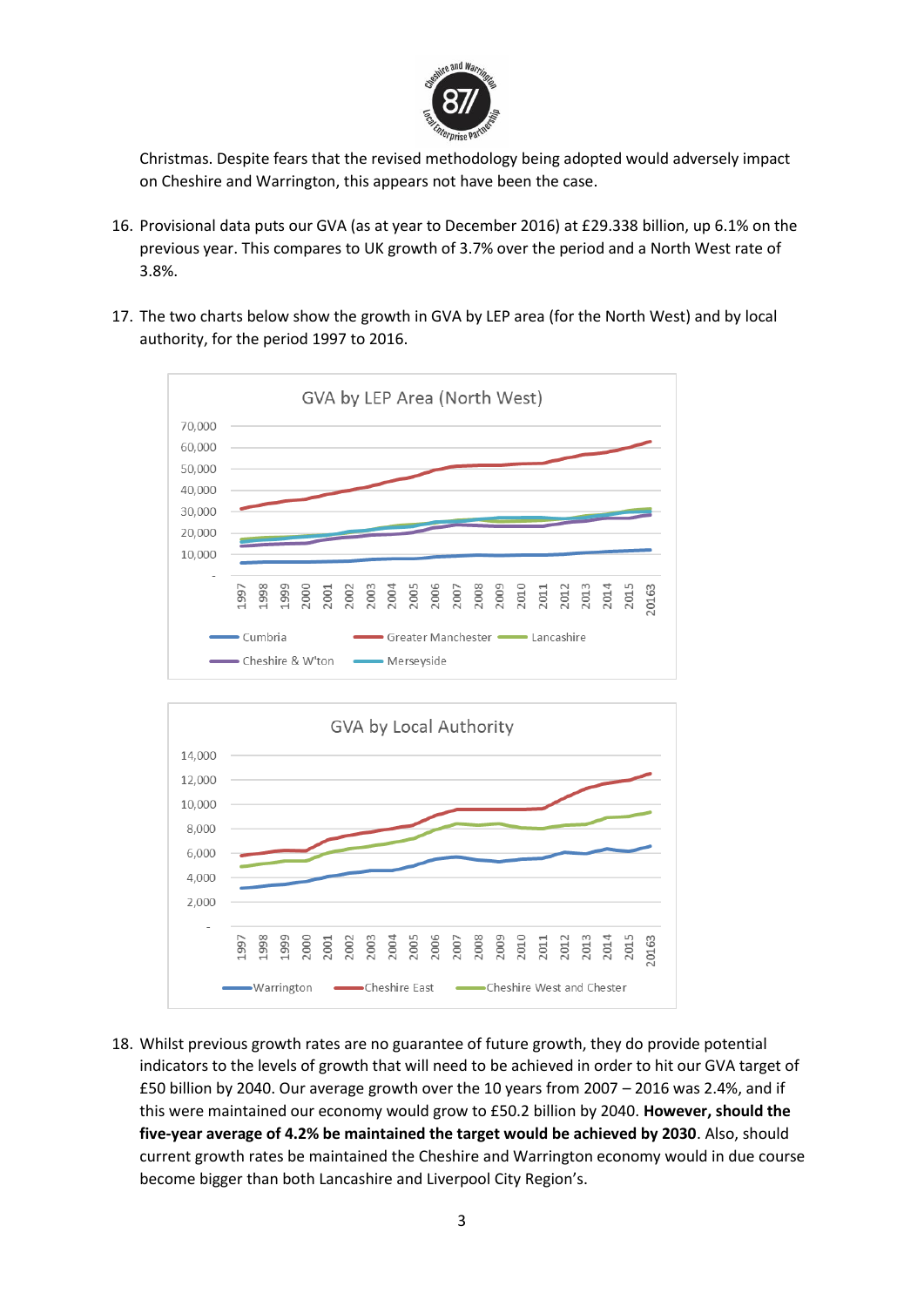Christmas. Despite fears that the revised methodology being adopted would adversely impact on Cheshire and Warrington, this appears not have been the case.

16. Provisional data puts our GVA (as at year to December 2016) at £29.338 billion, up 6.1% on the previous year. This compares to UK growth of 3.7% over the period and a North West rate of 3.8%.

17. The two charts below show the growth in GVA by LEP area (for the North West) and by local authority, for the period 1997 to 2016.

18. Whilst previous growth rates are no guarantee of future growth, they do provide potential indicators to the levels of growth that will need to be achieved in order to hit our GVA target of £50 billion by 2040. Our average growth over the 10 years from 2007 – 2016 was 2.4%, and if this were maintained our economy would grow to £50.2 billion by 2040. **However, should the five-year average of 4.2% be maintained the target would be achieved by 2030**. Also, should current growth rates be maintained the Cheshire and Warrington economy would in due course become bigger than both Lancashire and Liverpool City Region's.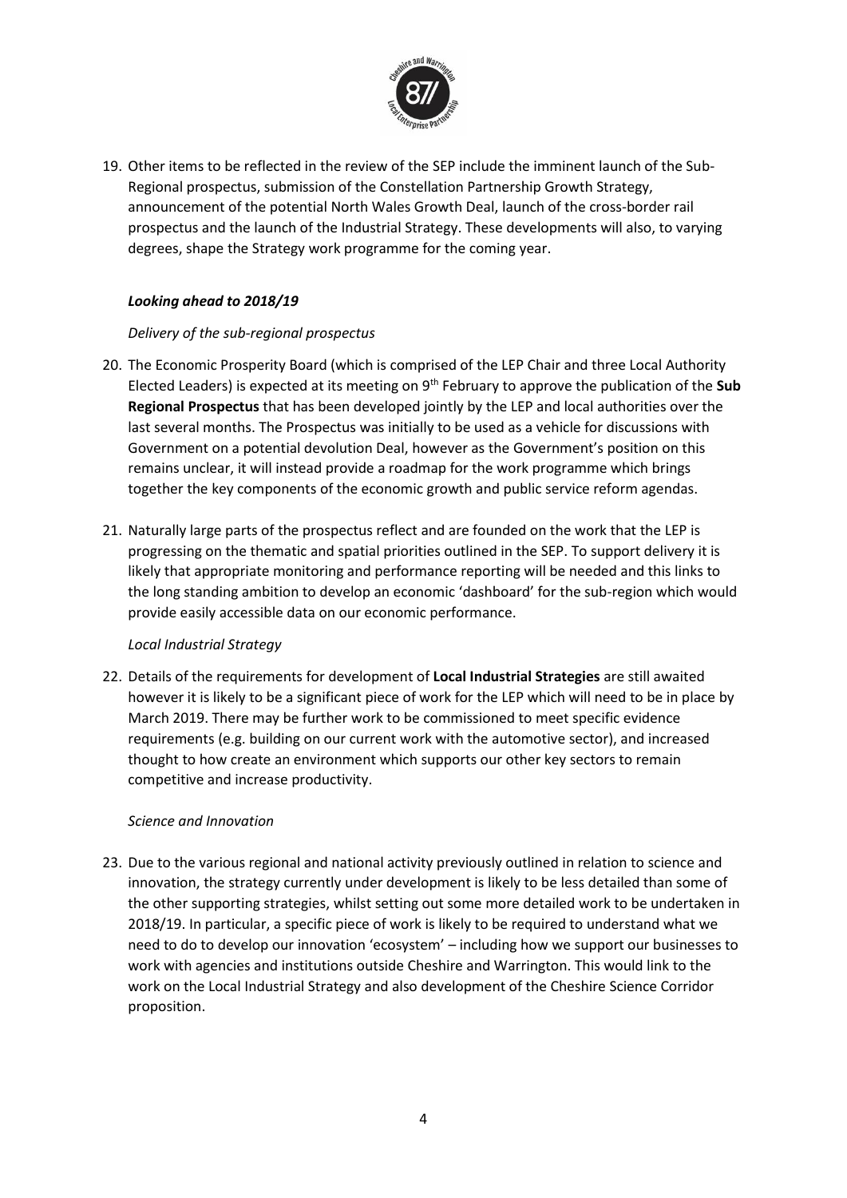19. Other items to be reflected in the review of the SEP include the imminent launch of the Sub-Regional prospectus, submission of the Constellation Partnership Growth Strategy, announcement of the potential North Wales Growth Deal, launch of the cross-border rail prospectus and the launch of the Industrial Strategy. These developments will also, to varying degrees, shape the Strategy work programme for the coming year.

### ***Looking ahead to 2018/19***

*Delivery of the sub-regional prospectus*

20. The Economic Prosperity Board (which is comprised of the LEP Chair and three Local Authority Elected Leaders) is expected at its meeting on 9th February to approve the publication of the **Sub Regional Prospectus** that has been developed jointly by the LEP and local authorities over the last several months. The Prospectus was initially to be used as a vehicle for discussions with Government on a potential devolution Deal, however as the Government's position on this remains unclear, it will instead provide a roadmap for the work programme which brings together the key components of the economic growth and public service reform agendas.

21. Naturally large parts of the prospectus reflect and are founded on the work that the LEP is progressing on the thematic and spatial priorities outlined in the SEP. To support delivery it is likely that appropriate monitoring and performance reporting will be needed and this links to the long standing ambition to develop an economic 'dashboard' for the sub-region which would provide easily accessible data on our economic performance.

*Local Industrial Strategy*

22. Details of the requirements for development of **Local Industrial Strategies** are still awaited however it is likely to be a significant piece of work for the LEP which will need to be in place by March 2019. There may be further work to be commissioned to meet specific evidence requirements (e.g. building on our current work with the automotive sector), and increased thought to how create an environment which supports our other key sectors to remain competitive and increase productivity.

*Science and Innovation*

23. Due to the various regional and national activity previously outlined in relation to science and innovation, the strategy currently under development is likely to be less detailed than some of the other supporting strategies, whilst setting out some more detailed work to be undertaken in 2018/19. In particular, a specific piece of work is likely to be required to understand what we need to do to develop our innovation 'ecosystem' – including how we support our businesses to work with agencies and institutions outside Cheshire and Warrington. This would link to the work on the Local Industrial Strategy and also development of the Cheshire Science Corridor proposition.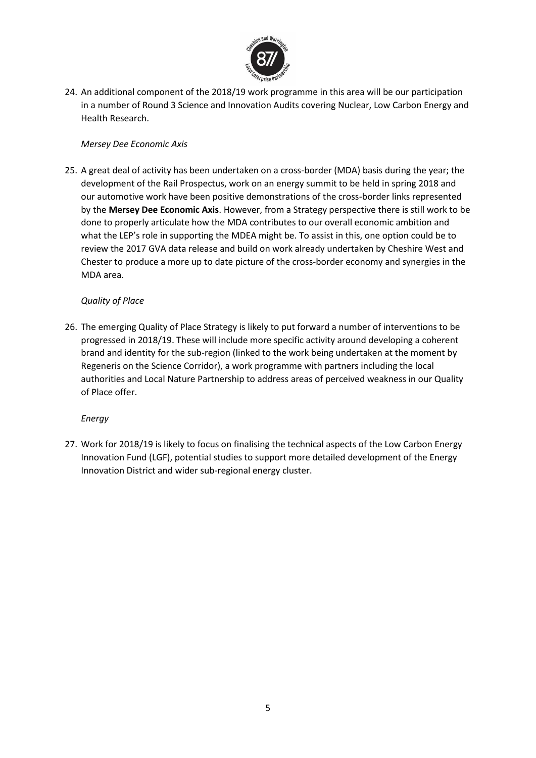24. An additional component of the 2018/19 work programme in this area will be our participation in a number of Round 3 Science and Innovation Audits covering Nuclear, Low Carbon Energy and Health Research.

*Mersey Dee Economic Axis*

25. A great deal of activity has been undertaken on a cross-border (MDA) basis during the year; the development of the Rail Prospectus, work on an energy summit to be held in spring 2018 and our automotive work have been positive demonstrations of the cross-border links represented by the **Mersey Dee Economic Axis**. However, from a Strategy perspective there is still work to be done to properly articulate how the MDA contributes to our overall economic ambition and what the LEP's role in supporting the MDEA might be. To assist in this, one option could be to review the 2017 GVA data release and build on work already undertaken by Cheshire West and Chester to produce a more up to date picture of the cross-border economy and synergies in the MDA area.

*Quality of Place*

26. The emerging Quality of Place Strategy is likely to put forward a number of interventions to be progressed in 2018/19. These will include more specific activity around developing a coherent brand and identity for the sub-region (linked to the work being undertaken at the moment by Regeneris on the Science Corridor), a work programme with partners including the local authorities and Local Nature Partnership to address areas of perceived weakness in our Quality of Place offer.

*Energy*

27. Work for 2018/19 is likely to focus on finalising the technical aspects of the Low Carbon Energy Innovation Fund (LGF), potential studies to support more detailed development of the Energy Innovation District and wider sub-regional energy cluster.